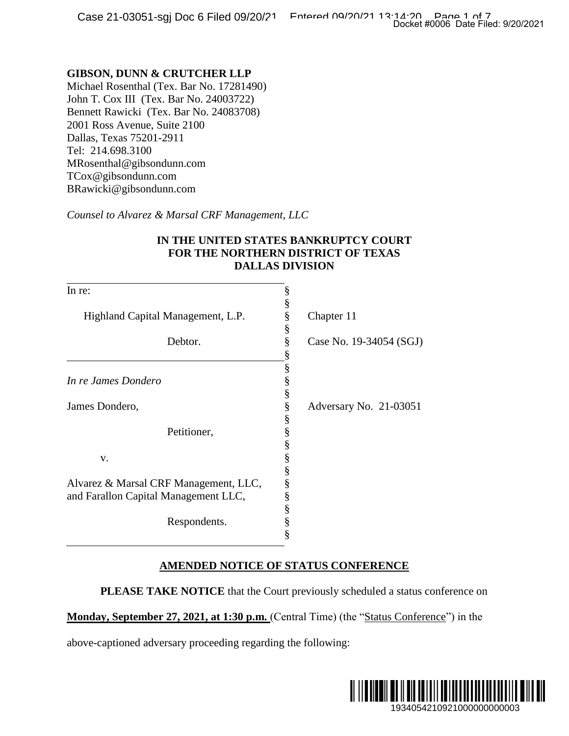**GIBSON, DUNN & CRUTCHER LLP**
Michael Rosenthal (Tex. Bar No. 17281490)
John T. Cox III (Tex. Bar No. 24003722)
Bennett Rawicki (Tex. Bar No. 24083708)
2001 Ross Avenue, Suite 2100
Dallas, Texas 75201-2911
Tel: 214.698.3100
MRosenthal@gibsondunn.com
TCox@gibsondunn.com
BRawicki@gibsondunn.com

*Counsel to Alvarez & Marsal CRF Management, LLC*

**IN THE UNITED STATES BANKRUPTCY COURT**
**FOR THE NORTHERN DISTRICT OF TEXAS**
**DALLAS DIVISION**

| | | |
|---|---|---|
| In re: | § | |
| Highland Capital Management, L.P. | § | Chapter 11 |
| Debtor. | § | Case No. 19-34054 (SGJ) |
| *In re James Dondero* | § | |
| James Dondero, | § | Adversary No. 21-03051 |
| Petitioner, | § | |
| v. | § | |
| Alvarez & Marsal CRF Management, LLC, and Farallon Capital Management LLC, | § | |
| Respondents. | § | |

**AMENDED NOTICE OF STATUS CONFERENCE**

**PLEASE TAKE NOTICE** that the Court previously scheduled a status conference on **Monday, September 27, 2021, at 1:30 p.m.** (Central Time) (the "Status Conference") in the above-captioned adversary proceeding regarding the following: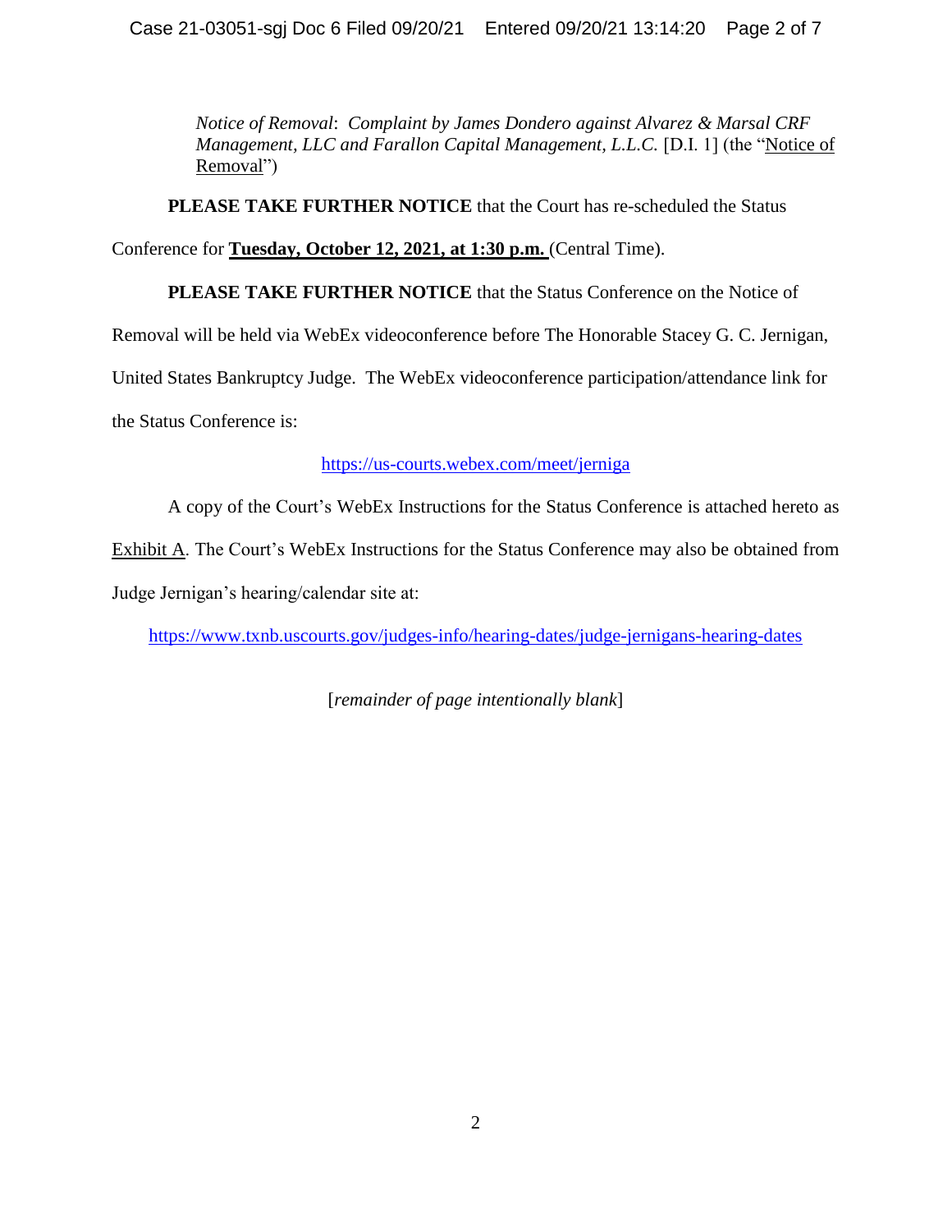*Notice of Removal*: *Complaint by James Dondero against Alvarez & Marsal CRF Management, LLC and Farallon Capital Management, L.L.C.* [D.I. 1] (the "Notice of Removal")

**PLEASE TAKE FURTHER NOTICE** that the Court has re-scheduled the Status Conference for **Tuesday, October 12, 2021, at 1:30 p.m.** (Central Time).

**PLEASE TAKE FURTHER NOTICE** that the Status Conference on the Notice of Removal will be held via WebEx videoconference before The Honorable Stacey G. C. Jernigan, United States Bankruptcy Judge. The WebEx videoconference participation/attendance link for the Status Conference is:

https://us-courts.webex.com/meet/jerniga

A copy of the Court's WebEx Instructions for the Status Conference is attached hereto as Exhibit A. The Court's WebEx Instructions for the Status Conference may also be obtained from Judge Jernigan's hearing/calendar site at:

https://www.txnb.uscourts.gov/judges-info/hearing-dates/judge-jernigans-hearing-dates

[*remainder of page intentionally blank*]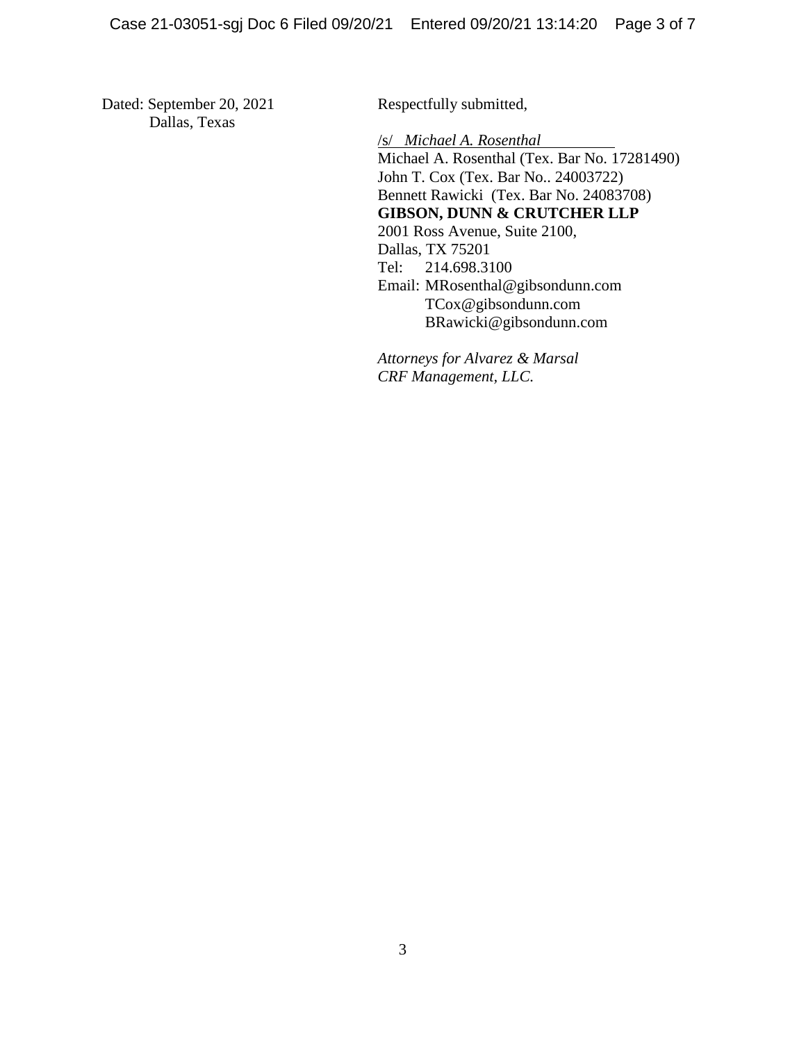Dated: September 20, 2021
Dallas, Texas

Respectfully submitted,

/s/ *Michael A. Rosenthal*
Michael A. Rosenthal (Tex. Bar No. 17281490)
John T. Cox (Tex. Bar No.. 24003722)
Bennett Rawicki (Tex. Bar No. 24083708)
**GIBSON, DUNN & CRUTCHER LLP**
2001 Ross Avenue, Suite 2100,
Dallas, TX 75201
Tel: 214.698.3100
Email: MRosenthal@gibsondunn.com
TCox@gibsondunn.com
BRawicki@gibsondunn.com

*Attorneys for Alvarez & Marsal CRF Management, LLC.*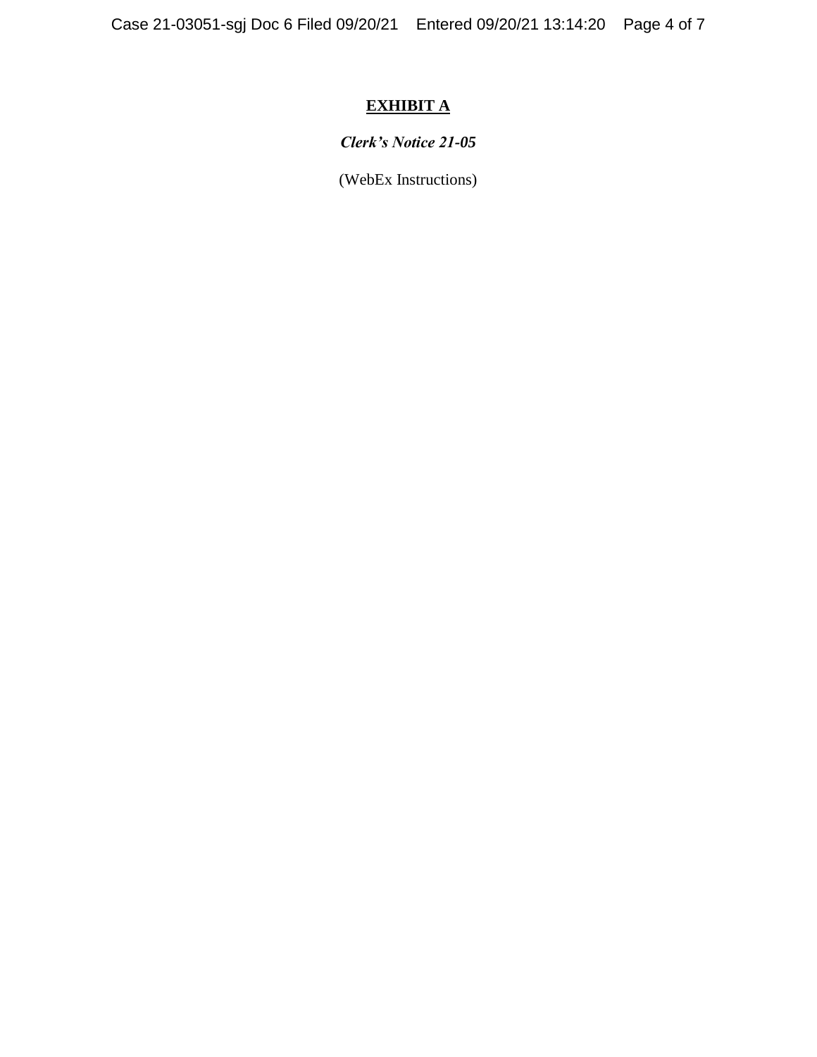# <u>EXHIBIT A</u>

***Clerk's Notice 21-05***

(WebEx Instructions)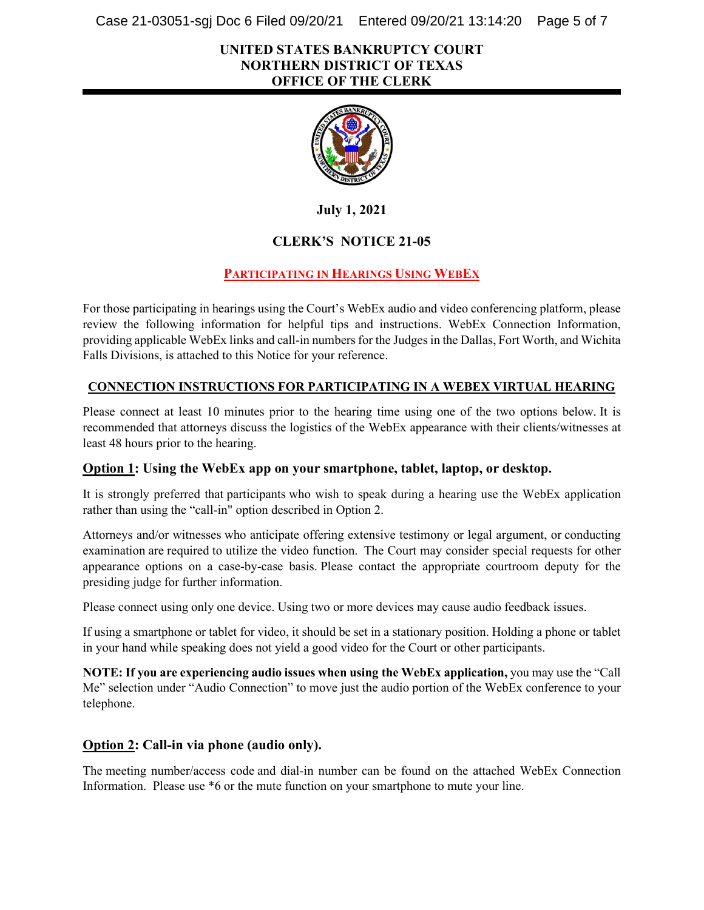**UNITED STATES BANKRUPTCY COURT**
**NORTHERN DISTRICT OF TEXAS**
**OFFICE OF THE CLERK**

---

**July 1, 2021**

## CLERK'S NOTICE 21-05

### PARTICIPATING IN HEARINGS USING WEBEX

For those participating in hearings using the Court's WebEx audio and video conferencing platform, please review the following information for helpful tips and instructions. WebEx Connection Information, providing applicable WebEx links and call-in numbers for the Judges in the Dallas, Fort Worth, and Wichita Falls Divisions, is attached to this Notice for your reference.

### CONNECTION INSTRUCTIONS FOR PARTICIPATING IN A WEBEX VIRTUAL HEARING

Please connect at least 10 minutes prior to the hearing time using one of the two options below. It is recommended that attorneys discuss the logistics of the WebEx appearance with their clients/witnesses at least 48 hours prior to the hearing.

### Option 1: Using the WebEx app on your smartphone, tablet, laptop, or desktop.

It is strongly preferred that participants who wish to speak during a hearing use the WebEx application rather than using the "call-in" option described in Option 2.

Attorneys and/or witnesses who anticipate offering extensive testimony or legal argument, or conducting examination are required to utilize the video function. The Court may consider special requests for other appearance options on a case-by-case basis. Please contact the appropriate courtroom deputy for the presiding judge for further information.

Please connect using only one device. Using two or more devices may cause audio feedback issues.

If using a smartphone or tablet for video, it should be set in a stationary position. Holding a phone or tablet in your hand while speaking does not yield a good video for the Court or other participants.

**NOTE: If you are experiencing audio issues when using the WebEx application,** you may use the "Call Me" selection under "Audio Connection" to move just the audio portion of the WebEx conference to your telephone.

### Option 2: Call-in via phone (audio only).

The meeting number/access code and dial-in number can be found on the attached WebEx Connection Information. Please use *6 or the mute function on your smartphone to mute your line.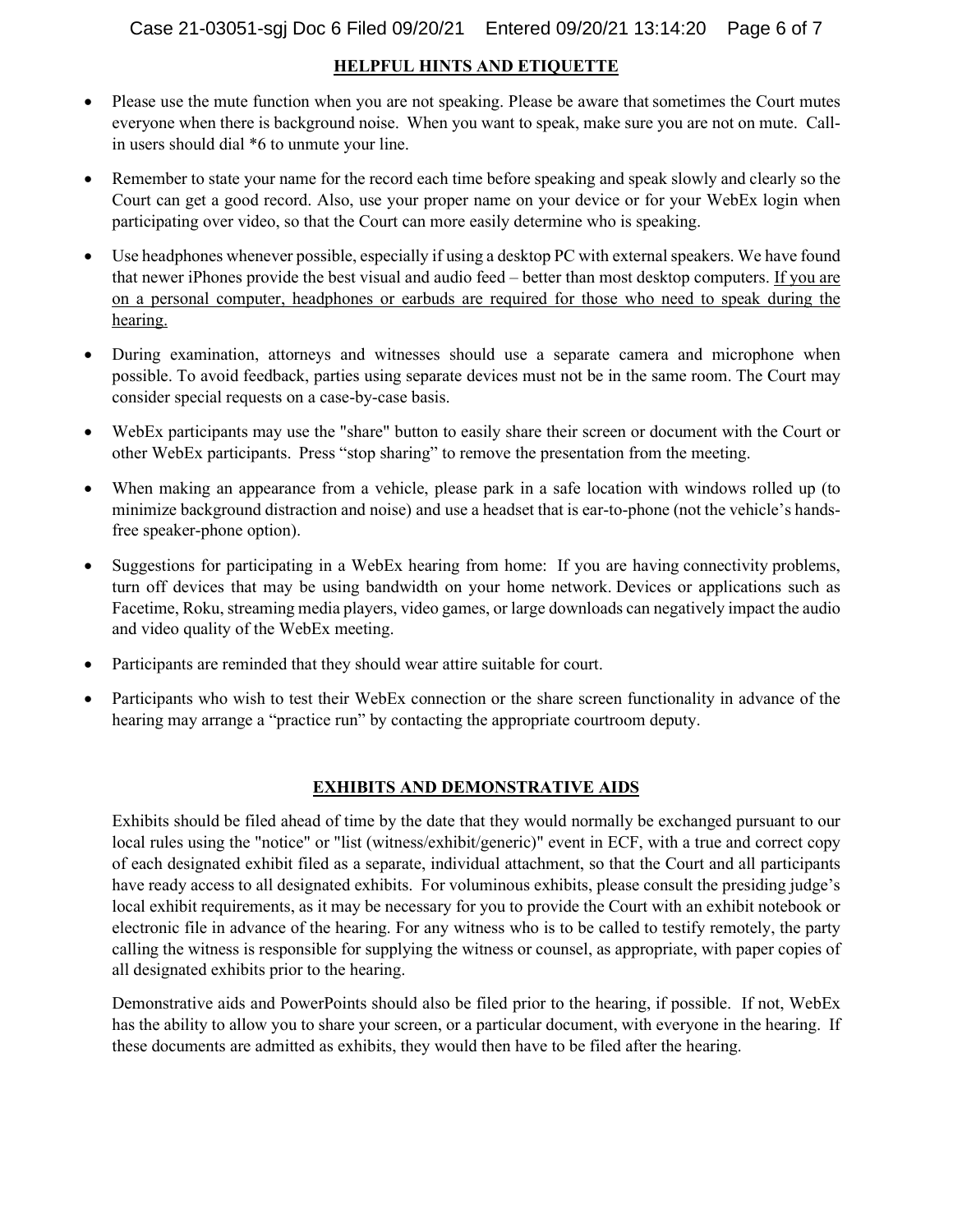## HELPFUL HINTS AND ETIQUETTE

- Please use the mute function when you are not speaking. Please be aware that sometimes the Court mutes everyone when there is background noise. When you want to speak, make sure you are not on mute. Call-in users should dial *6 to unmute your line.
- Remember to state your name for the record each time before speaking and speak slowly and clearly so the Court can get a good record. Also, use your proper name on your device or for your WebEx login when participating over video, so that the Court can more easily determine who is speaking.
- Use headphones whenever possible, especially if using a desktop PC with external speakers. We have found that newer iPhones provide the best visual and audio feed – better than most desktop computers. <u>If you are on a personal computer, headphones or earbuds are required for those who need to speak during the hearing.</u>
- During examination, attorneys and witnesses should use a separate camera and microphone when possible. To avoid feedback, parties using separate devices must not be in the same room. The Court may consider special requests on a case-by-case basis.
- WebEx participants may use the "share" button to easily share their screen or document with the Court or other WebEx participants. Press "stop sharing" to remove the presentation from the meeting.
- When making an appearance from a vehicle, please park in a safe location with windows rolled up (to minimize background distraction and noise) and use a headset that is ear-to-phone (not the vehicle's hands-free speaker-phone option).
- Suggestions for participating in a WebEx hearing from home: If you are having connectivity problems, turn off devices that may be using bandwidth on your home network. Devices or applications such as Facetime, Roku, streaming media players, video games, or large downloads can negatively impact the audio and video quality of the WebEx meeting.
- Participants are reminded that they should wear attire suitable for court.
- Participants who wish to test their WebEx connection or the share screen functionality in advance of the hearing may arrange a "practice run" by contacting the appropriate courtroom deputy.

## EXHIBITS AND DEMONSTRATIVE AIDS

Exhibits should be filed ahead of time by the date that they would normally be exchanged pursuant to our local rules using the "notice" or "list (witness/exhibit/generic)" event in ECF, with a true and correct copy of each designated exhibit filed as a separate, individual attachment, so that the Court and all participants have ready access to all designated exhibits. For voluminous exhibits, please consult the presiding judge's local exhibit requirements, as it may be necessary for you to provide the Court with an exhibit notebook or electronic file in advance of the hearing. For any witness who is to be called to testify remotely, the party calling the witness is responsible for supplying the witness or counsel, as appropriate, with paper copies of all designated exhibits prior to the hearing.

Demonstrative aids and PowerPoints should also be filed prior to the hearing, if possible. If not, WebEx has the ability to allow you to share your screen, or a particular document, with everyone in the hearing. If these documents are admitted as exhibits, they would then have to be filed after the hearing.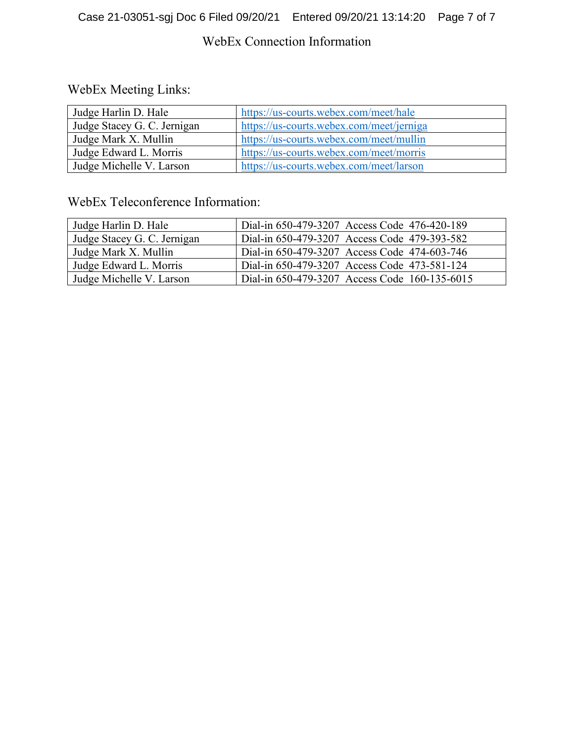# WebEx Connection Information

## WebEx Meeting Links:

| | |
|---|---|
| Judge Harlin D. Hale | https://us-courts.webex.com/meet/hale |
| Judge Stacey G. C. Jernigan | https://us-courts.webex.com/meet/jerniga |
| Judge Mark X. Mullin | https://us-courts.webex.com/meet/mullin |
| Judge Edward L. Morris | https://us-courts.webex.com/meet/morris |
| Judge Michelle V. Larson | https://us-courts.webex.com/meet/larson |

## WebEx Teleconference Information:

| | |
|---|---|
| Judge Harlin D. Hale | Dial-in 650-479-3207 Access Code 476-420-189 |
| Judge Stacey G. C. Jernigan | Dial-in 650-479-3207 Access Code 479-393-582 |
| Judge Mark X. Mullin | Dial-in 650-479-3207 Access Code 474-603-746 |
| Judge Edward L. Morris | Dial-in 650-479-3207 Access Code 473-581-124 |
| Judge Michelle V. Larson | Dial-in 650-479-3207 Access Code 160-135-6015 |